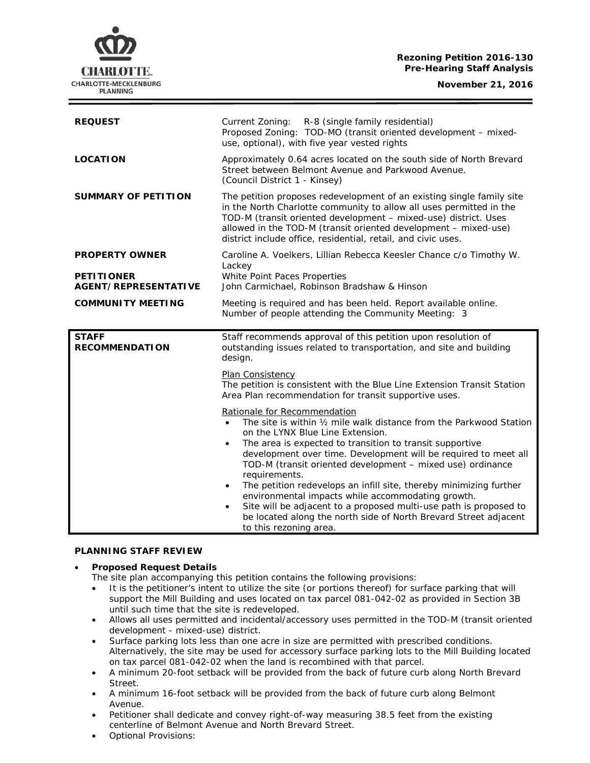**Rezoning Petition 2016-130**
**Pre-Hearing Staff Analysis**

**November 21, 2016**

| | |
|---|---|
| **REQUEST** | Current Zoning: R-8 (single family residential)<br>Proposed Zoning: TOD-MO (transit oriented development – mixed-use, optional), with five year vested rights |
| **LOCATION** | Approximately 0.64 acres located on the south side of North Brevard Street between Belmont Avenue and Parkwood Avenue.<br>(Council District 1 - Kinsey) |
| **SUMMARY OF PETITION** | The petition proposes redevelopment of an existing single family site in the North Charlotte community to allow all uses permitted in the TOD-M (transit oriented development – mixed-use) district. Uses allowed in the TOD-M (transit oriented development – mixed-use) district include office, residential, retail, and civic uses. |
| **PROPERTY OWNER** | Caroline A. Voelkers, Lillian Rebecca Keesler Chance c/o Timothy W. Lackey |
| **PETITIONER** | White Point Paces Properties |
| **AGENT/REPRESENTATIVE** | John Carmichael, Robinson Bradshaw & Hinson |
| **COMMUNITY MEETING** | Meeting is required and has been held. Report available online.<br>Number of people attending the Community Meeting: 3 |

| | |
|---|---|
| **STAFF RECOMMENDATION** | Staff recommends approval of this petition upon resolution of outstanding issues related to transportation, and site and building design.<br><br>Plan Consistency<br>The petition is consistent with the Blue Line Extension Transit Station Area Plan recommendation for transit supportive uses.<br><br>Rationale for Recommendation<br>• The site is within ½ mile walk distance from the Parkwood Station on the LYNX Blue Line Extension.<br>• The area is expected to transition to transit supportive development over time. Development will be required to meet all TOD-M (transit oriented development – mixed use) ordinance requirements.<br>• The petition redevelops an infill site, thereby minimizing further environmental impacts while accommodating growth.<br>• Site will be adjacent to a proposed multi-use path is proposed to be located along the north side of North Brevard Street adjacent to this rezoning area. |

## PLANNING STAFF REVIEW

- **Proposed Request Details**
  The site plan accompanying this petition contains the following provisions:
  - It is the petitioner's intent to utilize the site (or portions thereof) for surface parking that will support the Mill Building and uses located on tax parcel 081-042-02 as provided in Section 3B until such time that the site is redeveloped.
  - Allows all uses permitted and incidental/accessory uses permitted in the TOD-M (transit oriented development - mixed-use) district.
  - Surface parking lots less than one acre in size are permitted with prescribed conditions. Alternatively, the site may be used for accessory surface parking lots to the Mill Building located on tax parcel 081-042-02 when the land is recombined with that parcel.
  - A minimum 20-foot setback will be provided from the back of future curb along North Brevard Street.
  - A minimum 16-foot setback will be provided from the back of future curb along Belmont Avenue.
  - Petitioner shall dedicate and convey right-of-way measuring 38.5 feet from the existing centerline of Belmont Avenue and North Brevard Street.
  - Optional Provisions: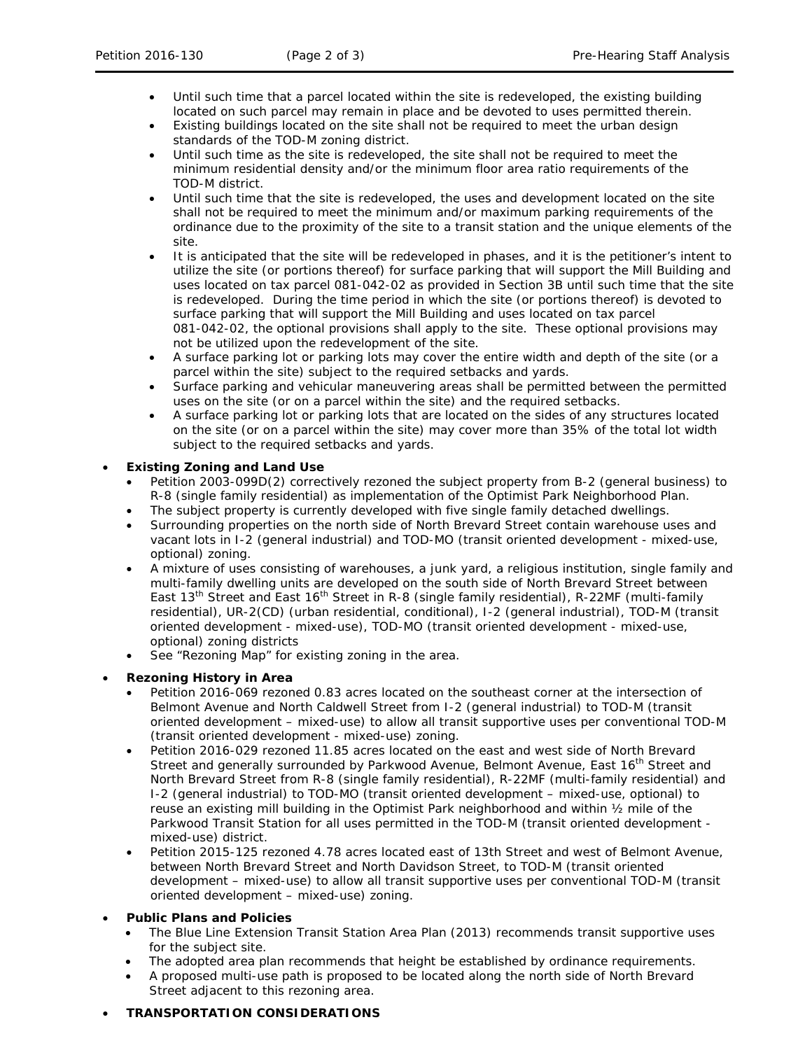- Until such time that a parcel located within the site is redeveloped, the existing building located on such parcel may remain in place and be devoted to uses permitted therein.
- Existing buildings located on the site shall not be required to meet the urban design standards of the TOD-M zoning district.
- Until such time as the site is redeveloped, the site shall not be required to meet the minimum residential density and/or the minimum floor area ratio requirements of the TOD-M district.
- Until such time that the site is redeveloped, the uses and development located on the site shall not be required to meet the minimum and/or maximum parking requirements of the ordinance due to the proximity of the site to a transit station and the unique elements of the site.
- It is anticipated that the site will be redeveloped in phases, and it is the petitioner's intent to utilize the site (or portions thereof) for surface parking that will support the Mill Building and uses located on tax parcel 081-042-02 as provided in Section 3B until such time that the site is redeveloped. During the time period in which the site (or portions thereof) is devoted to surface parking that will support the Mill Building and uses located on tax parcel 081-042-02, the optional provisions shall apply to the site. These optional provisions may not be utilized upon the redevelopment of the site.
- A surface parking lot or parking lots may cover the entire width and depth of the site (or a parcel within the site) subject to the required setbacks and yards.
- Surface parking and vehicular maneuvering areas shall be permitted between the permitted uses on the site (or on a parcel within the site) and the required setbacks.
- A surface parking lot or parking lots that are located on the sides of any structures located on the site (or on a parcel within the site) may cover more than 35% of the total lot width subject to the required setbacks and yards.

- **Existing Zoning and Land Use**
  - Petition 2003-099D(2) correctively rezoned the subject property from B-2 (general business) to R-8 (single family residential) as implementation of the Optimist Park Neighborhood Plan.
  - The subject property is currently developed with five single family detached dwellings.
  - Surrounding properties on the north side of North Brevard Street contain warehouse uses and vacant lots in I-2 (general industrial) and TOD-MO (transit oriented development - mixed-use, optional) zoning.
  - A mixture of uses consisting of warehouses, a junk yard, a religious institution, single family and multi-family dwelling units are developed on the south side of North Brevard Street between East 13th Street and East 16th Street in R-8 (single family residential), R-22MF (multi-family residential), UR-2(CD) (urban residential, conditional), I-2 (general industrial), TOD-M (transit oriented development - mixed-use), TOD-MO (transit oriented development - mixed-use, optional) zoning districts
  - See "Rezoning Map" for existing zoning in the area.

- **Rezoning History in Area**
  - Petition 2016-069 rezoned 0.83 acres located on the southeast corner at the intersection of Belmont Avenue and North Caldwell Street from I-2 (general industrial) to TOD-M (transit oriented development – mixed-use) to allow all transit supportive uses per conventional TOD-M (transit oriented development - mixed-use) zoning.
  - Petition 2016-029 rezoned 11.85 acres located on the east and west side of North Brevard Street and generally surrounded by Parkwood Avenue, Belmont Avenue, East 16th Street and North Brevard Street from R-8 (single family residential), R-22MF (multi-family residential) and I-2 (general industrial) to TOD-MO (transit oriented development – mixed-use, optional) to reuse an existing mill building in the Optimist Park neighborhood and within ½ mile of the Parkwood Transit Station for all uses permitted in the TOD-M (transit oriented development - mixed-use) district.
  - Petition 2015-125 rezoned 4.78 acres located east of 13th Street and west of Belmont Avenue, between North Brevard Street and North Davidson Street, to TOD-M (transit oriented development – mixed-use) to allow all transit supportive uses per conventional TOD-M (transit oriented development – mixed-use) zoning.

- **Public Plans and Policies**
  - The Blue Line Extension Transit Station Area Plan (2013) recommends transit supportive uses for the subject site.
  - The adopted area plan recommends that height be established by ordinance requirements.
  - A proposed multi-use path is proposed to be located along the north side of North Brevard Street adjacent to this rezoning area.

- **TRANSPORTATION CONSIDERATIONS**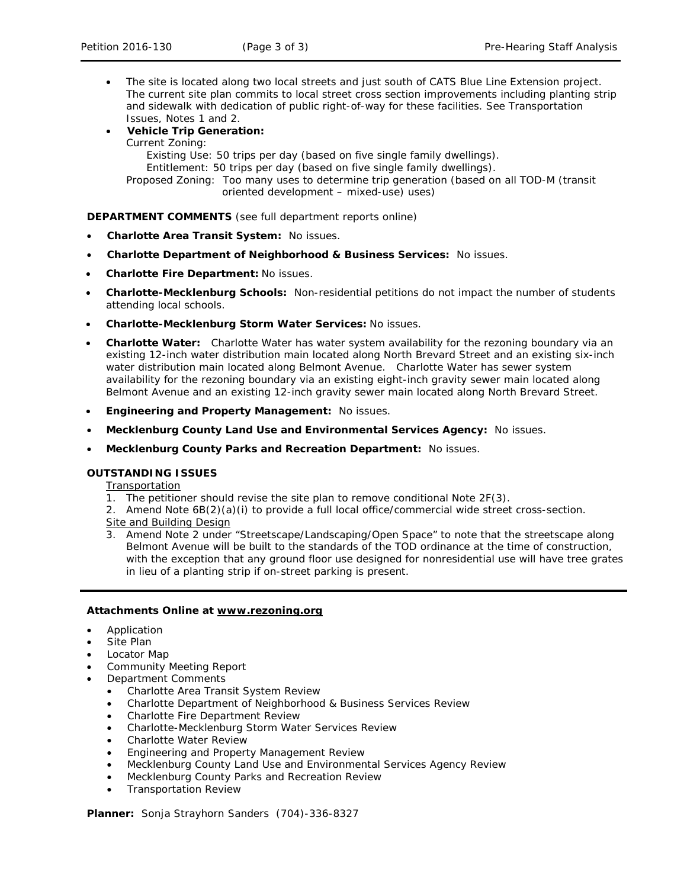- The site is located along two local streets and just south of CATS Blue Line Extension project. The current site plan commits to local street cross section improvements including planting strip and sidewalk with dedication of public right-of-way for these facilities. See Transportation Issues, Notes 1 and 2.
- **Vehicle Trip Generation:**
  Current Zoning:
  Existing Use: 50 trips per day (based on five single family dwellings).
  Entitlement: 50 trips per day (based on five single family dwellings).
  Proposed Zoning: Too many uses to determine trip generation (based on all TOD-M (transit oriented development – mixed-use) uses)

**DEPARTMENT COMMENTS** (see full department reports online)

- **Charlotte Area Transit System:** No issues.
- **Charlotte Department of Neighborhood & Business Services:** No issues.
- **Charlotte Fire Department:** No issues.
- **Charlotte-Mecklenburg Schools:** Non-residential petitions do not impact the number of students attending local schools.
- **Charlotte-Mecklenburg Storm Water Services:** No issues.
- **Charlotte Water:** Charlotte Water has water system availability for the rezoning boundary via an existing 12-inch water distribution main located along North Brevard Street and an existing six-inch water distribution main located along Belmont Avenue. Charlotte Water has sewer system availability for the rezoning boundary via an existing eight-inch gravity sewer main located along Belmont Avenue and an existing 12-inch gravity sewer main located along North Brevard Street.
- **Engineering and Property Management:** No issues.
- **Mecklenburg County Land Use and Environmental Services Agency:** No issues.
- **Mecklenburg County Parks and Recreation Department:** No issues.

**OUTSTANDING ISSUES**

Transportation

1. The petitioner should revise the site plan to remove conditional Note 2F(3).
2. Amend Note 6B(2)(a)(i) to provide a full local office/commercial wide street cross-section.

Site and Building Design

3. Amend Note 2 under "Streetscape/Landscaping/Open Space" to note that the streetscape along Belmont Avenue will be built to the standards of the TOD ordinance at the time of construction, with the exception that any ground floor use designed for nonresidential use will have tree grates in lieu of a planting strip if on-street parking is present.

---

**Attachments Online at www.rezoning.org**

- Application
- Site Plan
- Locator Map
- Community Meeting Report
- Department Comments
  - Charlotte Area Transit System Review
  - Charlotte Department of Neighborhood & Business Services Review
  - Charlotte Fire Department Review
  - Charlotte-Mecklenburg Storm Water Services Review
  - Charlotte Water Review
  - Engineering and Property Management Review
  - Mecklenburg County Land Use and Environmental Services Agency Review
  - Mecklenburg County Parks and Recreation Review
  - Transportation Review

**Planner:** Sonja Strayhorn Sanders (704)-336-8327